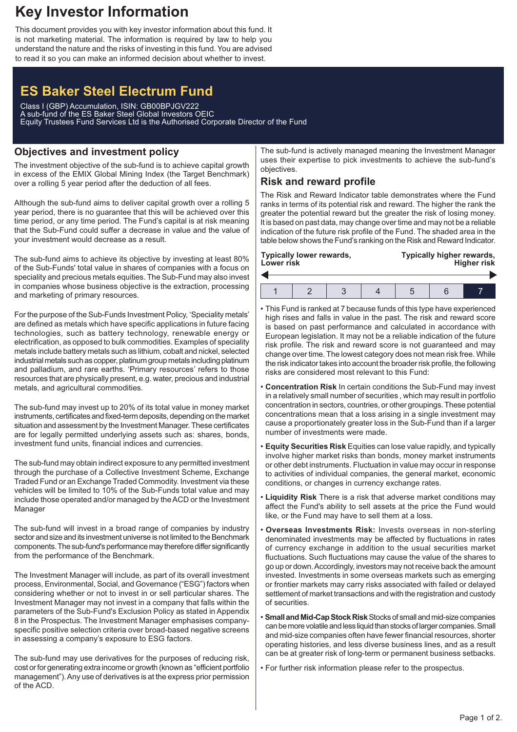# Key Investor Information

This document provides you with key investor information about this fund. It is not marketing material. The information is required by law to help you understand the nature and the risks of investing in this fund. You are advised to read it so you can make an informed decision about whether to invest.

## ES Baker Steel Electrum Fund

Class I (GBP) Accumulation, ISIN: GB00BPJGV222
A sub-fund of the ES Baker Steel Global Investors OEIC
Equity Trustees Fund Services Ltd is the Authorised Corporate Director of the Fund

## Objectives and investment policy

The investment objective of the sub-fund is to achieve capital growth in excess of the EMIX Global Mining Index (the Target Benchmark) over a rolling 5 year period after the deduction of all fees.

Although the sub-fund aims to deliver capital growth over a rolling 5 year period, there is no guarantee that this will be achieved over this time period, or any time period. The Fund's capital is at risk meaning that the Sub-Fund could suffer a decrease in value and the value of your investment would decrease as a result.

The sub-fund aims to achieve its objective by investing at least 80% of the Sub-Funds' total value in shares of companies with a focus on speciality and precious metals equities. The Sub-Fund may also invest in companies whose business objective is the extraction, processing and marketing of primary resources.

For the purpose of the Sub-Funds Investment Policy, 'Speciality metals' are defined as metals which have specific applications in future facing technologies, such as battery technology, renewable energy or electrification, as opposed to bulk commodities. Examples of speciality metals include battery metals such as lithium, cobalt and nickel, selected industrial metals such as copper, platinum group metals including platinum and palladium, and rare earths. 'Primary resources' refers to those resources that are physically present, e.g. water, precious and industrial metals, and agricultural commodities.

The sub-fund may invest up to 20% of its total value in money market instruments, certificates and fixed-term deposits, depending on the market situation and assessment by the Investment Manager. These certificates are for legally permitted underlying assets such as: shares, bonds, investment fund units, financial indices and currencies.

The sub-fund may obtain indirect exposure to any permitted investment through the purchase of a Collective Investment Scheme, Exchange Traded Fund or an Exchange Traded Commodity. Investment via these vehicles will be limited to 10% of the Sub-Funds total value and may include those operated and/or managed by the ACD or the Investment Manager

The sub-fund will invest in a broad range of companies by industry sector and size and its investment universe is not limited to the Benchmark components. The sub-fund's performance may therefore differ significantly from the performance of the Benchmark.

The Investment Manager will include, as part of its overall investment process, Environmental, Social, and Governance ("ESG") factors when considering whether or not to invest in or sell particular shares. The Investment Manager may not invest in a company that falls within the parameters of the Sub-Fund's Exclusion Policy as stated in Appendix 8 in the Prospectus. The Investment Manager emphasises company-specific positive selection criteria over broad-based negative screens in assessing a company's exposure to ESG factors.

The sub-fund may use derivatives for the purposes of reducing risk, cost or for generating extra income or growth (known as "efficient portfolio management"). Any use of derivatives is at the express prior permission of the ACD.

The sub-fund is actively managed meaning the Investment Manager uses their expertise to pick investments to achieve the sub-fund's objectives.

## Risk and reward profile

The Risk and Reward Indicator table demonstrates where the Fund ranks in terms of its potential risk and reward. The higher the rank the greater the potential reward but the greater the risk of losing money. It is based on past data, may change over time and may not be a reliable indication of the future risk profile of the Fund. The shaded area in the table below shows the Fund's ranking on the Risk and Reward Indicator.

**Typically lower rewards, Lower risk** — **Typically higher rewards, Higher risk**

| 1 | 2 | 3 | 4 | 5 | 6 | **7** |
|---|---|---|---|---|---|---|

- This Fund is ranked at 7 because funds of this type have experienced high rises and falls in value in the past. The risk and reward score is based on past performance and calculated in accordance with European legislation. It may not be a reliable indication of the future risk profile. The risk and reward score is not guaranteed and may change over time. The lowest category does not mean risk free. While the risk indicator takes into account the broader risk profile, the following risks are considered most relevant to this Fund:
- **Concentration Risk** In certain conditions the Sub-Fund may invest in a relatively small number of securities , which may result in portfolio concentration in sectors, countries, or other groupings. These potential concentrations mean that a loss arising in a single investment may cause a proportionately greater loss in the Sub-Fund than if a larger number of investments were made.
- **Equity Securities Risk** Equities can lose value rapidly, and typically involve higher market risks than bonds, money market instruments or other debt instruments. Fluctuation in value may occur in response to activities of individual companies, the general market, economic conditions, or changes in currency exchange rates.
- **Liquidity Risk** There is a risk that adverse market conditions may affect the Fund's ability to sell assets at the price the Fund would like, or the Fund may have to sell them at a loss.
- **Overseas Investments Risk:** Invests overseas in non-sterling denominated investments may be affected by fluctuations in rates of currency exchange in addition to the usual securities market fluctuations. Such fluctuations may cause the value of the shares to go up or down. Accordingly, investors may not receive back the amount invested. Investments in some overseas markets such as emerging or frontier markets may carry risks associated with failed or delayed settlement of market transactions and with the registration and custody of securities.
- **Small and Mid-Cap Stock Risk** Stocks of small and mid-size companies can be more volatile and less liquid than stocks of larger companies. Small and mid-size companies often have fewer financial resources, shorter operating histories, and less diverse business lines, and as a result can be at greater risk of long-term or permanent business setbacks.
- For further risk information please refer to the prospectus.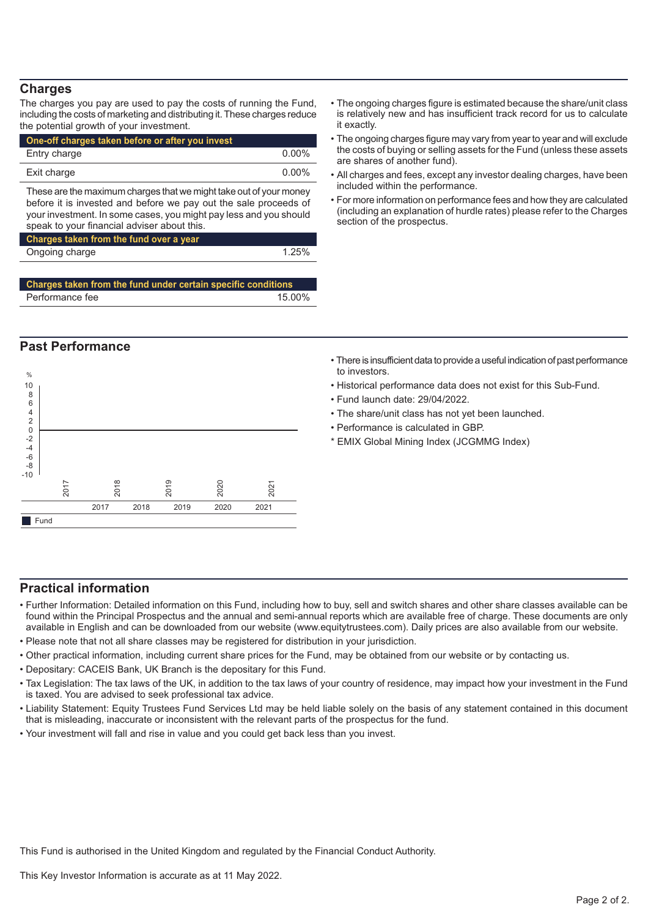## Charges

The charges you pay are used to pay the costs of running the Fund, including the costs of marketing and distributing it. These charges reduce the potential growth of your investment.

| One-off charges taken before or after you invest | |
|---|---|
| Entry charge | 0.00% |
| Exit charge | 0.00% |

These are the maximum charges that we might take out of your money before it is invested and before we pay out the sale proceeds of your investment. In some cases, you might pay less and you should speak to your financial adviser about this.

| Charges taken from the fund over a year | |
|---|---|
| Ongoing charge | 1.25% |

| Charges taken from the fund under certain specific conditions | |
|---|---|
| Performance fee | 15.00% |

- The ongoing charges figure is estimated because the share/unit class is relatively new and has insufficient track record for us to calculate it exactly.
- The ongoing charges figure may vary from year to year and will exclude the costs of buying or selling assets for the Fund (unless these assets are shares of another fund).
- All charges and fees, except any investor dealing charges, have been included within the performance.
- For more information on performance fees and how they are calculated (including an explanation of hurdle rates) please refer to the Charges section of the prospectus.

## Past Performance

%
10
8
6
4
2
0
-2
-4
-6
-8
-10
2017 2018 2019 2020 2021
2017 2018 2019 2020 2021
Fund

- There is insufficient data to provide a useful indication of past performance to investors.
- Historical performance data does not exist for this Sub-Fund.
- Fund launch date: 29/04/2022.
- The share/unit class has not yet been launched.
- Performance is calculated in GBP.

\* EMIX Global Mining Index (JCGMMG Index)

## Practical information

- Further Information: Detailed information on this Fund, including how to buy, sell and switch shares and other share classes available can be found within the Principal Prospectus and the annual and semi-annual reports which are available free of charge. These documents are only available in English and can be downloaded from our website (www.equitytrustees.com). Daily prices are also available from our website.
- Please note that not all share classes may be registered for distribution in your jurisdiction.
- Other practical information, including current share prices for the Fund, may be obtained from our website or by contacting us.
- Depositary: CACEIS Bank, UK Branch is the depositary for this Fund.
- Tax Legislation: The tax laws of the UK, in addition to the tax laws of your country of residence, may impact how your investment in the Fund is taxed. You are advised to seek professional tax advice.
- Liability Statement: Equity Trustees Fund Services Ltd may be held liable solely on the basis of any statement contained in this document that is misleading, inaccurate or inconsistent with the relevant parts of the prospectus for the fund.
- Your investment will fall and rise in value and you could get back less than you invest.

This Fund is authorised in the United Kingdom and regulated by the Financial Conduct Authority.

This Key Investor Information is accurate as at 11 May 2022.